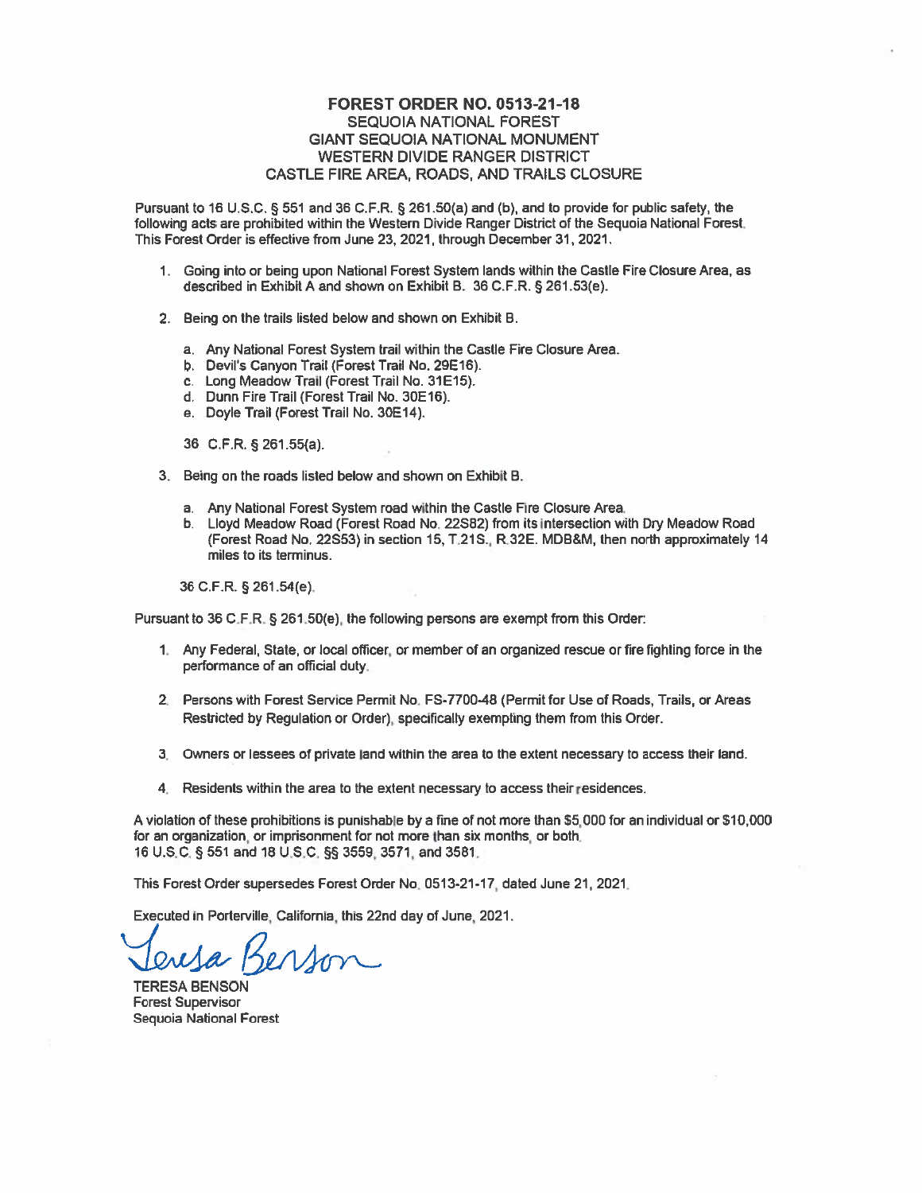# FOREST ORDER NO. 0513-21-18

SEQUOIA NATIONAL FOREST
GIANT SEQUOIA NATIONAL MONUMENT
WESTERN DIVIDE RANGER DISTRICT
CASTLE FIRE AREA, ROADS, AND TRAILS CLOSURE

Pursuant to 16 U.S.C. § 551 and 36 C.F.R. § 261.50(a) and (b), and to provide for public safety, the following acts are prohibited within the Western Divide Ranger District of the Sequoia National Forest. This Forest Order is effective from June 23, 2021, through December 31, 2021.

1. Going into or being upon National Forest System lands within the Castle Fire Closure Area, as described in Exhibit A and shown on Exhibit B. 36 C.F.R. § 261.53(e).

2. Being on the trails listed below and shown on Exhibit B.

   a. Any National Forest System trail within the Castle Fire Closure Area.
   b. Devil's Canyon Trail (Forest Trail No. 29E16).
   c. Long Meadow Trail (Forest Trail No. 31E15).
   d. Dunn Fire Trail (Forest Trail No. 30E16).
   e. Doyle Trail (Forest Trail No. 30E14).

   36 C.F.R. § 261.55(a).

3. Being on the roads listed below and shown on Exhibit B.

   a. Any National Forest System road within the Castle Fire Closure Area.
   b. Lloyd Meadow Road (Forest Road No. 22S82) from its intersection with Dry Meadow Road (Forest Road No. 22S53) in section 15, T.21S., R.32E. MDB&M, then north approximately 14 miles to its terminus.

   36 C.F.R. § 261.54(e).

Pursuant to 36 C.F.R. § 261.50(e), the following persons are exempt from this Order:

1. Any Federal, State, or local officer, or member of an organized rescue or fire fighting force in the performance of an official duty.

2. Persons with Forest Service Permit No. FS-7700-48 (Permit for Use of Roads, Trails, or Areas Restricted by Regulation or Order), specifically exempting them from this Order.

3. Owners or lessees of private land within the area to the extent necessary to access their land.

4. Residents within the area to the extent necessary to access their residences.

A violation of these prohibitions is punishable by a fine of not more than $5,000 for an individual or $10,000 for an organization, or imprisonment for not more than six months, or both.
16 U.S.C. § 551 and 18 U.S.C. §§ 3559, 3571, and 3581.

This Forest Order supersedes Forest Order No. 0513-21-17, dated June 21, 2021.

Executed in Porterville, California, this 22nd day of June, 2021.

Teresa Benson

TERESA BENSON
Forest Supervisor
Sequoia National Forest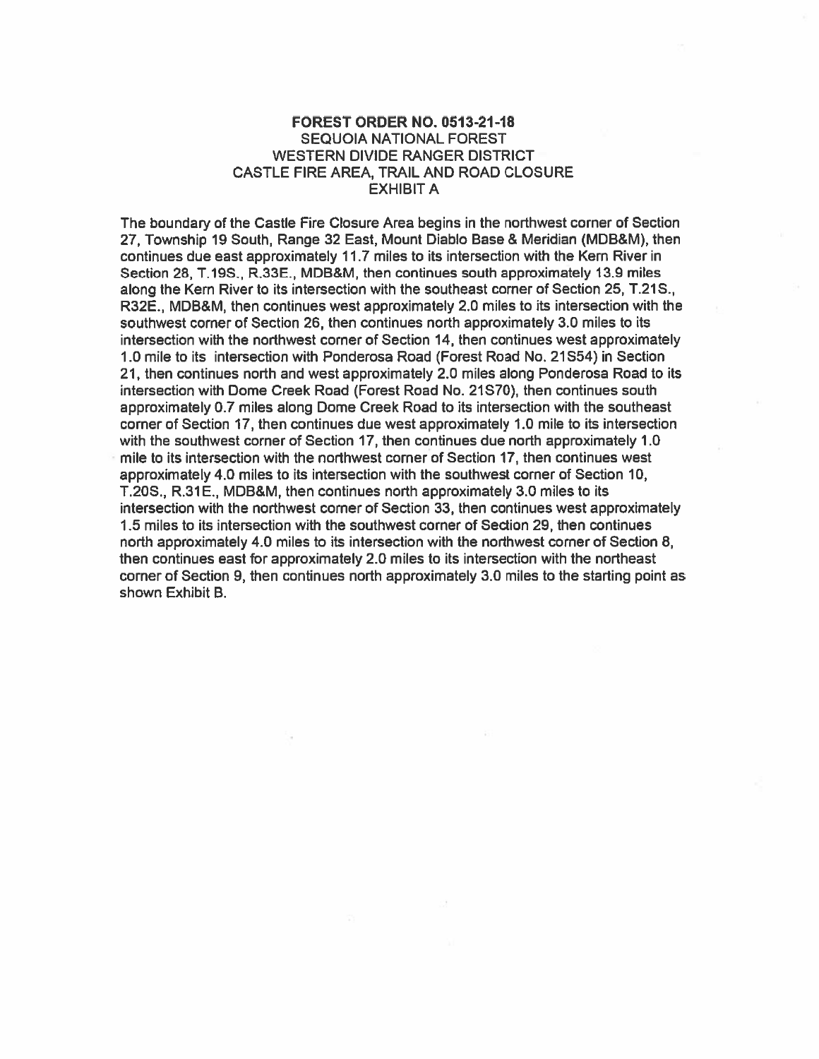**FOREST ORDER NO. 0513-21-18**
SEQUOIA NATIONAL FOREST
WESTERN DIVIDE RANGER DISTRICT
CASTLE FIRE AREA, TRAIL AND ROAD CLOSURE
EXHIBIT A

The boundary of the Castle Fire Closure Area begins in the northwest corner of Section 27, Township 19 South, Range 32 East, Mount Diablo Base & Meridian (MDB&M), then continues due east approximately 11.7 miles to its intersection with the Kern River in Section 28, T.19S., R.33E., MDB&M, then continues south approximately 13.9 miles along the Kern River to its intersection with the southeast corner of Section 25, T.21S., R32E., MDB&M, then continues west approximately 2.0 miles to its intersection with the southwest corner of Section 26, then continues north approximately 3.0 miles to its intersection with the northwest corner of Section 14, then continues west approximately 1.0 mile to its intersection with Ponderosa Road (Forest Road No. 21S54) in Section 21, then continues north and west approximately 2.0 miles along Ponderosa Road to its intersection with Dome Creek Road (Forest Road No. 21S70), then continues south approximately 0.7 miles along Dome Creek Road to its intersection with the southeast corner of Section 17, then continues due west approximately 1.0 mile to its intersection with the southwest corner of Section 17, then continues due north approximately 1.0 mile to its intersection with the northwest corner of Section 17, then continues west approximately 4.0 miles to its intersection with the southwest corner of Section 10, T.20S., R.31E., MDB&M, then continues north approximately 3.0 miles to its intersection with the northwest corner of Section 33, then continues west approximately 1.5 miles to its intersection with the southwest corner of Section 29, then continues north approximately 4.0 miles to its intersection with the northwest corner of Section 8, then continues east for approximately 2.0 miles to its intersection with the northeast corner of Section 9, then continues north approximately 3.0 miles to the starting point as shown Exhibit B.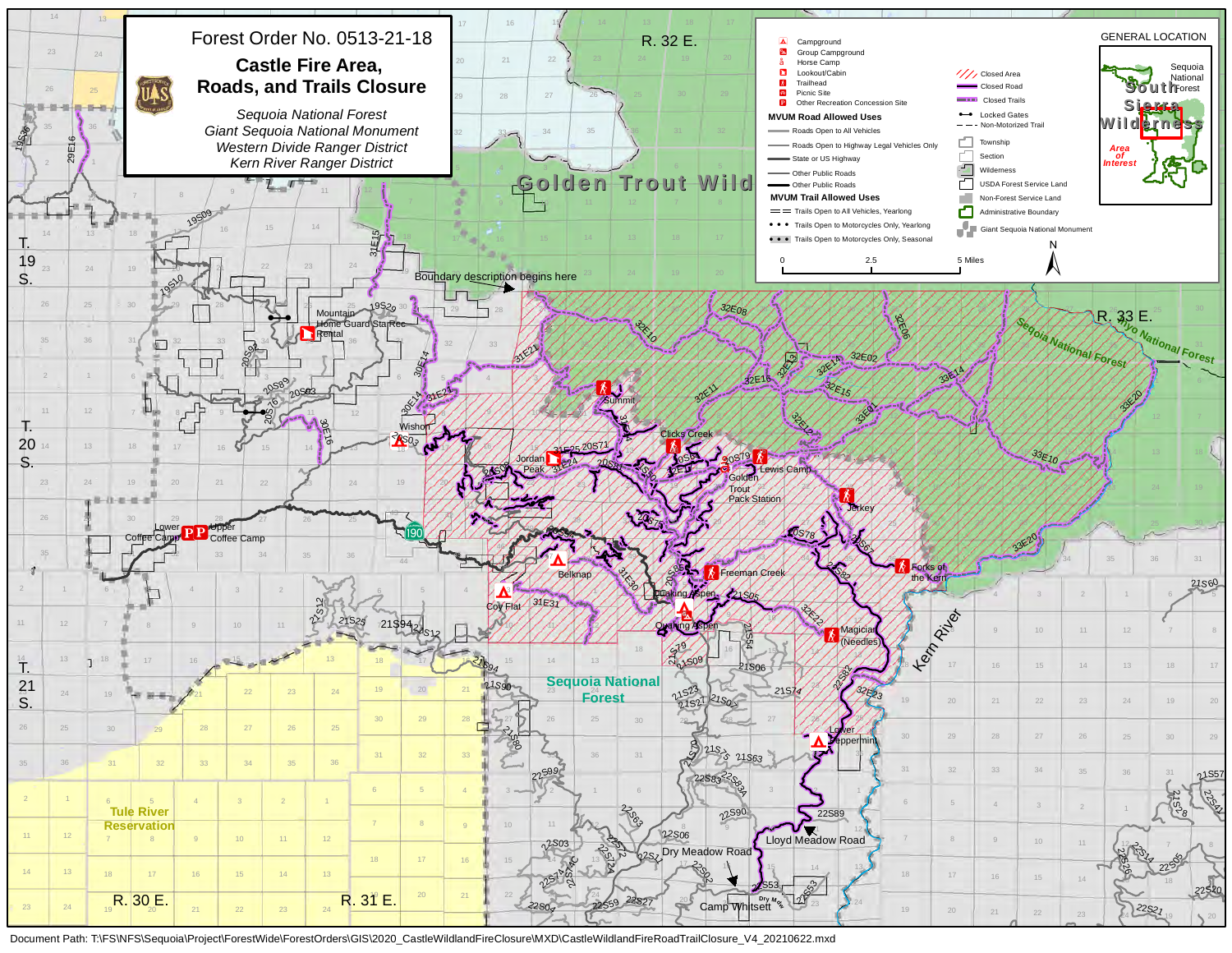# Forest Order No. 0513-21-18

## Castle Fire Area, Roads, and Trails Closure

*Sequoia National Forest*
*Giant Sequoia National Monument*
*Western Divide Ranger District*
*Kern River Ranger District*

Campground
Group Campground
Horse Camp
Lookout/Cabin
Trailhead
Picnic Site
Other Recreation Concession Site

**MVUM Road Allowed Uses**

Roads Open to All Vehicles
Roads Open to Highway Legal Vehicles Only
State or US Highway
Other Public Roads
Other Public Roads

**MVUM Trail Allowed Uses**

Trails Open to All Vehicles, Yearlong
Trails Open to Motorcycles Only, Yearlong
Trails Open to Motorcycles Only, Seasonal

Closed Area
Closed Road
Closed Trails
Locked Gates
Non-Motorized Trail
Township
Section
Wilderness
USDA Forest Service Land
Non-Forest Service Land
Administrative Boundary
Giant Sequoia National Monument

0 2.5 5 Miles

N

GENERAL LOCATION

Sequoia National Forest
South Sierra Wilderness
Area of Interest

Golden Trout Wild
Sequoia National Forest
Inyo National Forest
Tule River Reservation
Kern River

Boundary description begins here

R. 30 E. R. 31 E. R. 32 E. R. 33 E.
T. 19 S. T. 20 S. T. 21 S.

Document Path: T:\FS\NFS\Sequoia\Project\ForestWide\ForestOrders\GIS\2020_CastleWildlandFireClosure\MXD\CastleWildlandFireRoadTrailClosure_V4_20210622.mxd